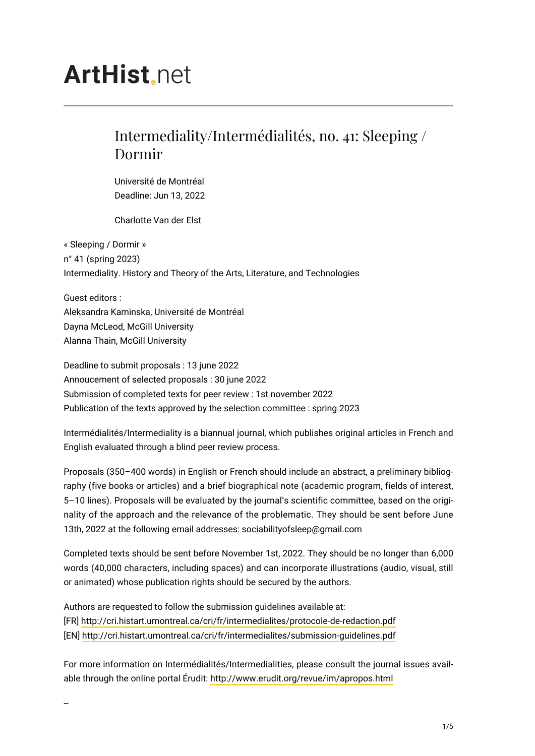# ArtHist.net

## Intermediality/Intermédialités, no. 41: Sleeping / Dormir

Université de Montréal
Deadline: Jun 13, 2022

Charlotte Van der Elst

« Sleeping / Dormir »
n° 41 (spring 2023)
Intermediality. History and Theory of the Arts, Literature, and Technologies

Guest editors :
Aleksandra Kaminska, Université de Montréal
Dayna McLeod, McGill University
Alanna Thain, McGill University

Deadline to submit proposals : 13 june 2022
Annoucement of selected proposals : 30 june 2022
Submission of completed texts for peer review : 1st november 2022
Publication of the texts approved by the selection committee : spring 2023

Intermédialités/Intermediality is a biannual journal, which publishes original articles in French and English evaluated through a blind peer review process.

Proposals (350–400 words) in English or French should include an abstract, a preliminary bibliography (five books or articles) and a brief biographical note (academic program, fields of interest, 5–10 lines). Proposals will be evaluated by the journal's scientific committee, based on the originality of the approach and the relevance of the problematic. They should be sent before June 13th, 2022 at the following email addresses: sociabilityofsleep@gmail.com

Completed texts should be sent before November 1st, 2022. They should be no longer than 6,000 words (40,000 characters, including spaces) and can incorporate illustrations (audio, visual, still or animated) whose publication rights should be secured by the authors.

Authors are requested to follow the submission guidelines available at:
[FR] http://cri.histart.umontreal.ca/cri/fr/intermedialites/protocole-de-redaction.pdf
[EN] http://cri.histart.umontreal.ca/cri/fr/intermedialites/submission-guidelines.pdf

For more information on Intermédialités/Intermedialities, please consult the journal issues available through the online portal Érudit: http://www.erudit.org/revue/im/apropos.html

--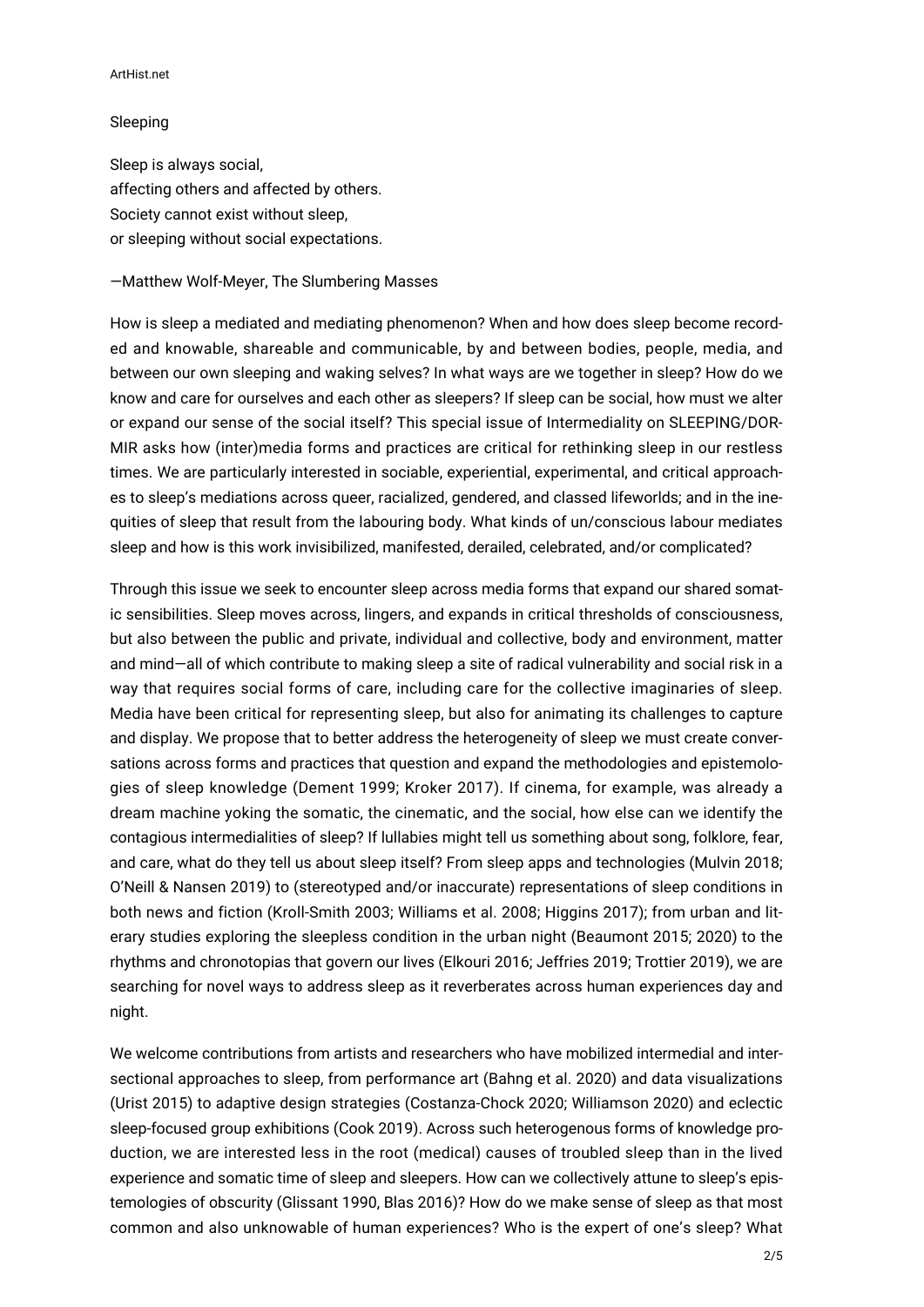Sleeping

Sleep is always social,
affecting others and affected by others.
Society cannot exist without sleep,
or sleeping without social expectations.

—Matthew Wolf-Meyer, The Slumbering Masses

How is sleep a mediated and mediating phenomenon? When and how does sleep become recorded and knowable, shareable and communicable, by and between bodies, people, media, and between our own sleeping and waking selves? In what ways are we together in sleep? How do we know and care for ourselves and each other as sleepers? If sleep can be social, how must we alter or expand our sense of the social itself? This special issue of Intermediality on SLEEPING/DORMIR asks how (inter)media forms and practices are critical for rethinking sleep in our restless times. We are particularly interested in sociable, experiential, experimental, and critical approaches to sleep's mediations across queer, racialized, gendered, and classed lifeworlds; and in the inequities of sleep that result from the labouring body. What kinds of un/conscious labour mediates sleep and how is this work invisibilized, manifested, derailed, celebrated, and/or complicated?

Through this issue we seek to encounter sleep across media forms that expand our shared somatic sensibilities. Sleep moves across, lingers, and expands in critical thresholds of consciousness, but also between the public and private, individual and collective, body and environment, matter and mind—all of which contribute to making sleep a site of radical vulnerability and social risk in a way that requires social forms of care, including care for the collective imaginaries of sleep. Media have been critical for representing sleep, but also for animating its challenges to capture and display. We propose that to better address the heterogeneity of sleep we must create conversations across forms and practices that question and expand the methodologies and epistemologies of sleep knowledge (Dement 1999; Kroker 2017). If cinema, for example, was already a dream machine yoking the somatic, the cinematic, and the social, how else can we identify the contagious intermedialities of sleep? If lullabies might tell us something about song, folklore, fear, and care, what do they tell us about sleep itself? From sleep apps and technologies (Mulvin 2018; O'Neill & Nansen 2019) to (stereotyped and/or inaccurate) representations of sleep conditions in both news and fiction (Kroll-Smith 2003; Williams et al. 2008; Higgins 2017); from urban and literary studies exploring the sleepless condition in the urban night (Beaumont 2015; 2020) to the rhythms and chronotopias that govern our lives (Elkouri 2016; Jeffries 2019; Trottier 2019), we are searching for novel ways to address sleep as it reverberates across human experiences day and night.

We welcome contributions from artists and researchers who have mobilized intermedial and intersectional approaches to sleep, from performance art (Bahng et al. 2020) and data visualizations (Urist 2015) to adaptive design strategies (Costanza-Chock 2020; Williamson 2020) and eclectic sleep-focused group exhibitions (Cook 2019). Across such heterogenous forms of knowledge production, we are interested less in the root (medical) causes of troubled sleep than in the lived experience and somatic time of sleep and sleepers. How can we collectively attune to sleep's epistemologies of obscurity (Glissant 1990, Blas 2016)? How do we make sense of sleep as that most common and also unknowable of human experiences? Who is the expert of one's sleep? What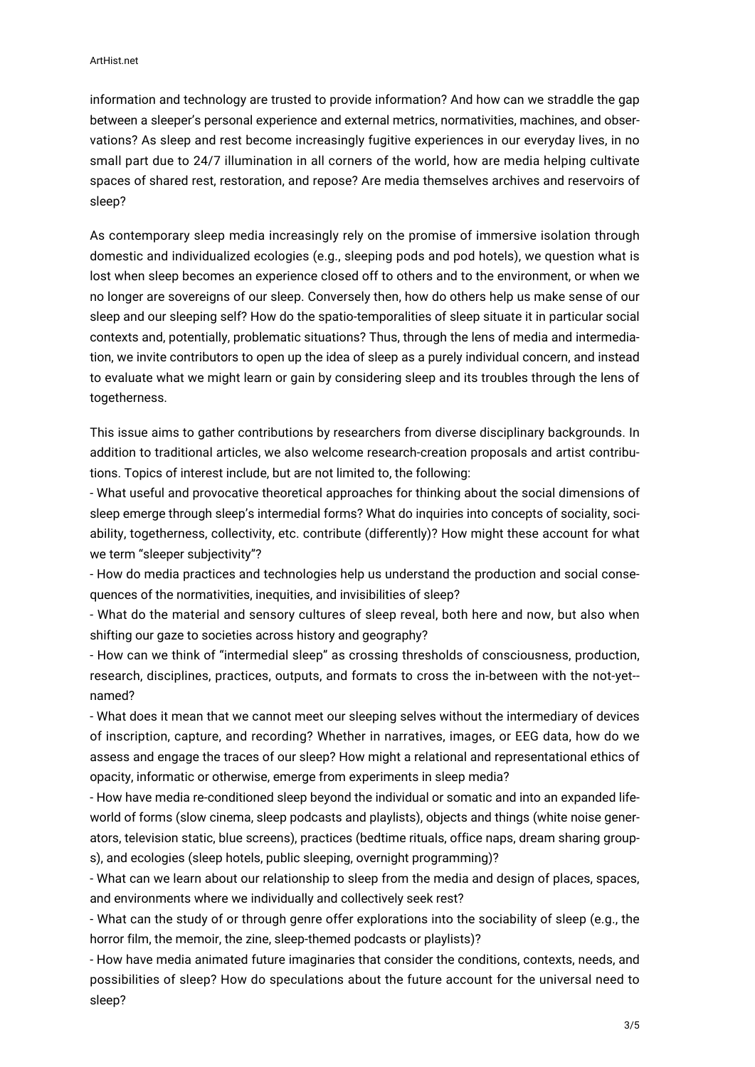information and technology are trusted to provide information? And how can we straddle the gap between a sleeper's personal experience and external metrics, normativities, machines, and observations? As sleep and rest become increasingly fugitive experiences in our everyday lives, in no small part due to 24/7 illumination in all corners of the world, how are media helping cultivate spaces of shared rest, restoration, and repose? Are media themselves archives and reservoirs of sleep?

As contemporary sleep media increasingly rely on the promise of immersive isolation through domestic and individualized ecologies (e.g., sleeping pods and pod hotels), we question what is lost when sleep becomes an experience closed off to others and to the environment, or when we no longer are sovereigns of our sleep. Conversely then, how do others help us make sense of our sleep and our sleeping self? How do the spatio-temporalities of sleep situate it in particular social contexts and, potentially, problematic situations? Thus, through the lens of media and intermediation, we invite contributors to open up the idea of sleep as a purely individual concern, and instead to evaluate what we might learn or gain by considering sleep and its troubles through the lens of togetherness.

This issue aims to gather contributions by researchers from diverse disciplinary backgrounds. In addition to traditional articles, we also welcome research-creation proposals and artist contributions. Topics of interest include, but are not limited to, the following:

- What useful and provocative theoretical approaches for thinking about the social dimensions of sleep emerge through sleep's intermedial forms? What do inquiries into concepts of sociality, sociability, togetherness, collectivity, etc. contribute (differently)? How might these account for what we term "sleeper subjectivity"?
- How do media practices and technologies help us understand the production and social consequences of the normativities, inequities, and invisibilities of sleep?
- What do the material and sensory cultures of sleep reveal, both here and now, but also when shifting our gaze to societies across history and geography?
- How can we think of "intermedial sleep" as crossing thresholds of consciousness, production, research, disciplines, practices, outputs, and formats to cross the in-between with the not-yet-named?
- What does it mean that we cannot meet our sleeping selves without the intermediary of devices of inscription, capture, and recording? Whether in narratives, images, or EEG data, how do we assess and engage the traces of our sleep? How might a relational and representational ethics of opacity, informatic or otherwise, emerge from experiments in sleep media?
- How have media re-conditioned sleep beyond the individual or somatic and into an expanded lifeworld of forms (slow cinema, sleep podcasts and playlists), objects and things (white noise generators, television static, blue screens), practices (bedtime rituals, office naps, dream sharing groups), and ecologies (sleep hotels, public sleeping, overnight programming)?
- What can we learn about our relationship to sleep from the media and design of places, spaces, and environments where we individually and collectively seek rest?
- What can the study of or through genre offer explorations into the sociability of sleep (e.g., the horror film, the memoir, the zine, sleep-themed podcasts or playlists)?
- How have media animated future imaginaries that consider the conditions, contexts, needs, and possibilities of sleep? How do speculations about the future account for the universal need to sleep?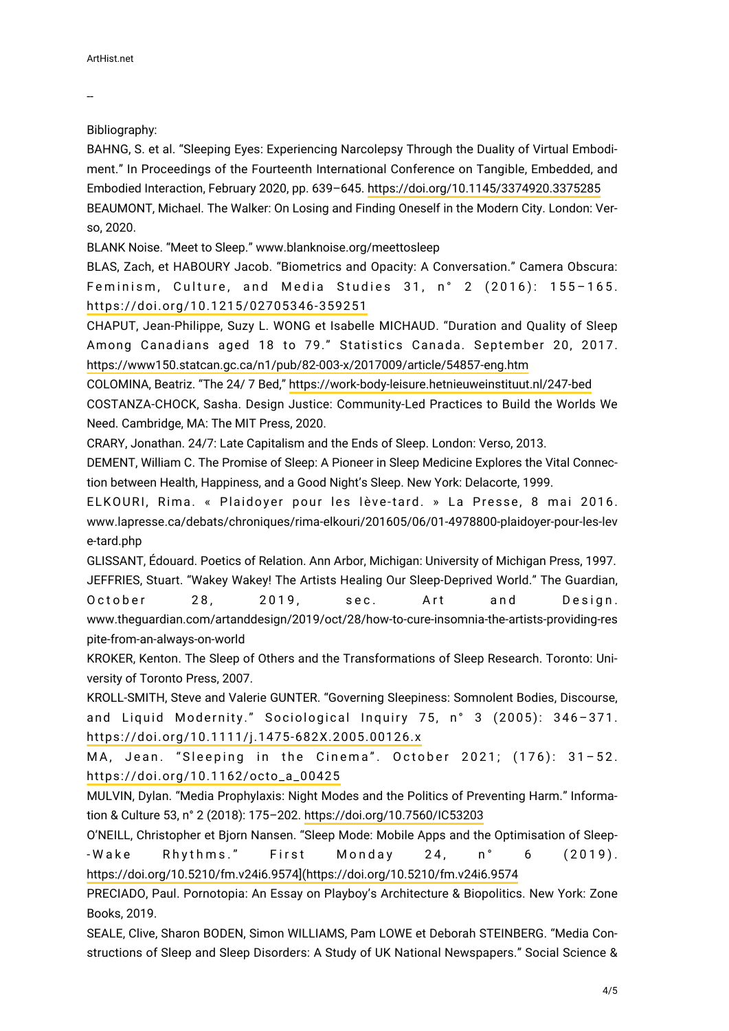--

Bibliography:

BAHNG, S. et al. "Sleeping Eyes: Experiencing Narcolepsy Through the Duality of Virtual Embodiment." In Proceedings of the Fourteenth International Conference on Tangible, Embedded, and Embodied Interaction, February 2020, pp. 639–645. https://doi.org/10.1145/3374920.3375285

BEAUMONT, Michael. The Walker: On Losing and Finding Oneself in the Modern City. London: Verso, 2020.

BLANK Noise. "Meet to Sleep." www.blanknoise.org/meettosleep

BLAS, Zach, et HABOURY Jacob. "Biometrics and Opacity: A Conversation." Camera Obscura: Feminism, Culture, and Media Studies 31, n° 2 (2016): 155–165. https://doi.org/10.1215/02705346-359251

CHAPUT, Jean-Philippe, Suzy L. WONG et Isabelle MICHAUD. "Duration and Quality of Sleep Among Canadians aged 18 to 79." Statistics Canada. September 20, 2017. https://www150.statcan.gc.ca/n1/pub/82-003-x/2017009/article/54857-eng.htm

COLOMINA, Beatriz. "The 24/ 7 Bed," https://work-body-leisure.hetnieuweinstituut.nl/247-bed

COSTANZA-CHOCK, Sasha. Design Justice: Community-Led Practices to Build the Worlds We Need. Cambridge, MA: The MIT Press, 2020.

CRARY, Jonathan. 24/7: Late Capitalism and the Ends of Sleep. London: Verso, 2013.

DEMENT, William C. The Promise of Sleep: A Pioneer in Sleep Medicine Explores the Vital Connection between Health, Happiness, and a Good Night's Sleep. New York: Delacorte, 1999.

ELKOURI, Rima. « Plaidoyer pour les lève-tard. » La Presse, 8 mai 2016. www.lapresse.ca/debats/chroniques/rima-elkouri/201605/06/01-4978800-plaidoyer-pour-les-leve-tard.php

GLISSANT, Édouard. Poetics of Relation. Ann Arbor, Michigan: University of Michigan Press, 1997.

JEFFRIES, Stuart. "Wakey Wakey! The Artists Healing Our Sleep-Deprived World." The Guardian, October 28, 2019, sec. Art and Design. www.theguardian.com/artanddesign/2019/oct/28/how-to-cure-insomnia-the-artists-providing-respite-from-an-always-on-world

KROKER, Kenton. The Sleep of Others and the Transformations of Sleep Research. Toronto: University of Toronto Press, 2007.

KROLL-SMITH, Steve and Valerie GUNTER. "Governing Sleepiness: Somnolent Bodies, Discourse, and Liquid Modernity." Sociological Inquiry 75, n° 3 (2005): 346–371. https://doi.org/10.1111/j.1475-682X.2005.00126.x

MA, Jean. "Sleeping in the Cinema". October 2021; (176): 31–52. https://doi.org/10.1162/octo_a_00425

MULVIN, Dylan. "Media Prophylaxis: Night Modes and the Politics of Preventing Harm." Information & Culture 53, n° 2 (2018): 175–202. https://doi.org/10.7560/IC53203

O'NEILL, Christopher et Bjorn Nansen. "Sleep Mode: Mobile Apps and the Optimisation of Sleep--Wake Rhythms." First Monday 24, n° 6 (2019). https://doi.org/10.5210/fm.v24i6.9574](https://doi.org/10.5210/fm.v24i6.9574

PRECIADO, Paul. Pornotopia: An Essay on Playboy's Architecture & Biopolitics. New York: Zone Books, 2019.

SEALE, Clive, Sharon BODEN, Simon WILLIAMS, Pam LOWE et Deborah STEINBERG. "Media Constructions of Sleep and Sleep Disorders: A Study of UK National Newspapers." Social Science &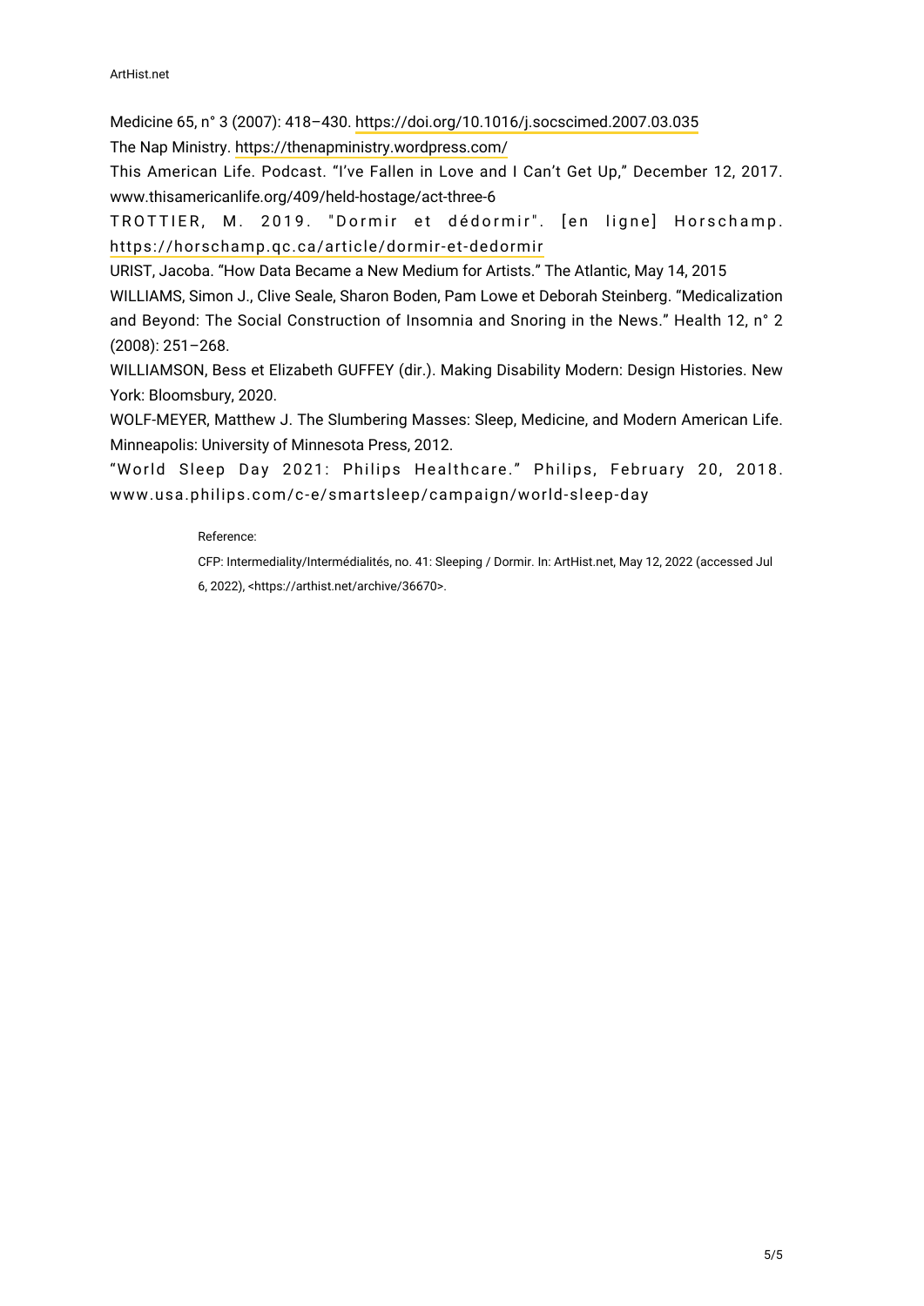Medicine 65, n° 3 (2007): 418–430. https://doi.org/10.1016/j.socscimed.2007.03.035

The Nap Ministry. https://thenapministry.wordpress.com/

This American Life. Podcast. "I've Fallen in Love and I Can't Get Up," December 12, 2017. www.thisamericanlife.org/409/held-hostage/act-three-6

TROTTIER, M. 2019. "Dormir et dédormir". [en ligne] Horschamp. https://horschamp.qc.ca/article/dormir-et-dedormir

URIST, Jacoba. "How Data Became a New Medium for Artists." The Atlantic, May 14, 2015

WILLIAMS, Simon J., Clive Seale, Sharon Boden, Pam Lowe et Deborah Steinberg. "Medicalization and Beyond: The Social Construction of Insomnia and Snoring in the News." Health 12, n° 2 (2008): 251–268.

WILLIAMSON, Bess et Elizabeth GUFFEY (dir.). Making Disability Modern: Design Histories. New York: Bloomsbury, 2020.

WOLF-MEYER, Matthew J. The Slumbering Masses: Sleep, Medicine, and Modern American Life. Minneapolis: University of Minnesota Press, 2012.

"World Sleep Day 2021: Philips Healthcare." Philips, February 20, 2018. www.usa.philips.com/c-e/smartsleep/campaign/world-sleep-day

Reference:

CFP: Intermediality/Intermédialités, no. 41: Sleeping / Dormir. In: ArtHist.net, May 12, 2022 (accessed Jul 6, 2022), <https://arthist.net/archive/36670>.